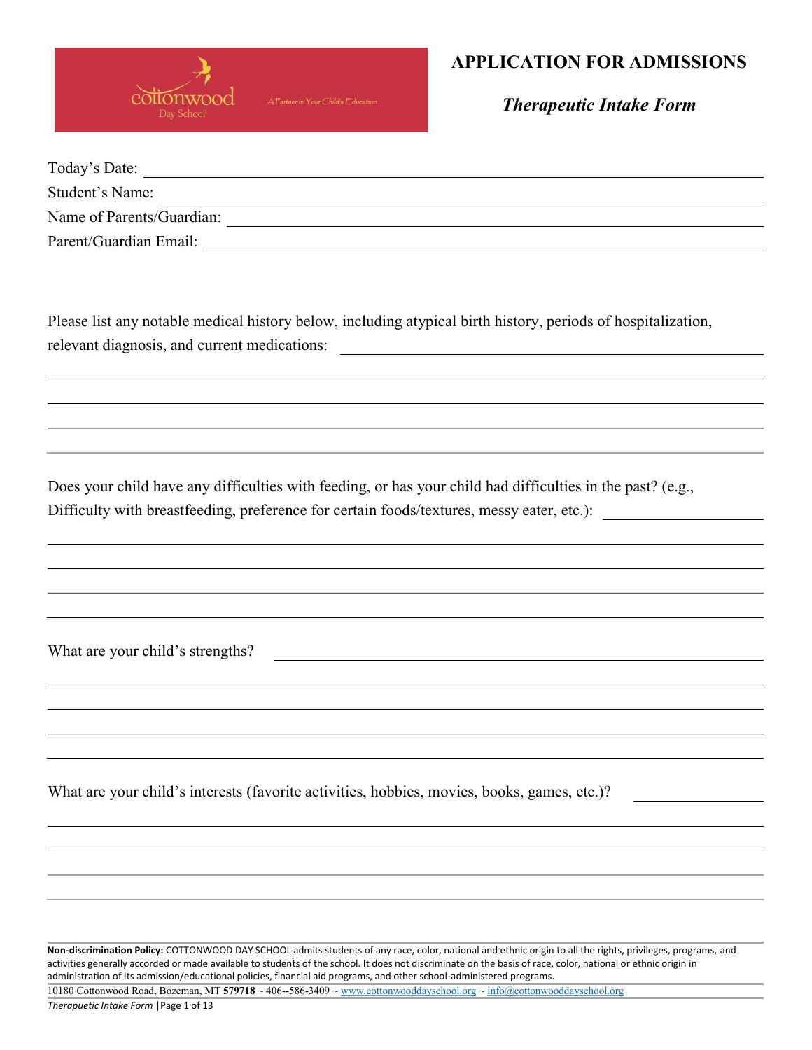# APPLICATION FOR ADMISSIONS

## *Therapeutic Intake Form*

cottonwood Day School — A Partner in Your Child's Education

Today's Date: ______________________________

Student's Name: ______________________________

Name of Parents/Guardian: ______________________________

Parent/Guardian Email: ______________________________

Please list any notable medical history below, including atypical birth history, periods of hospitalization, relevant diagnosis, and current medications: ______________________________

______________________________

______________________________

______________________________

______________________________

Does your child have any difficulties with feeding, or has your child had difficulties in the past? (e.g., Difficulty with breastfeeding, preference for certain foods/textures, messy eater, etc.): ______________________________

______________________________

______________________________

______________________________

______________________________

What are your child's strengths? ______________________________

______________________________

______________________________

______________________________

______________________________

What are your child's interests (favorite activities, hobbies, movies, books, games, etc.)? ______________________________

______________________________

______________________________

______________________________

______________________________

**Non-discrimination Policy:** COTTONWOOD DAY SCHOOL admits students of any race, color, national and ethnic origin to all the rights, privileges, programs, and activities generally accorded or made available to students of the school. It does not discriminate on the basis of race, color, national or ethnic origin in administration of its admission/educational policies, financial aid programs, and other school-administered programs.

10180 Cottonwood Road, Bozeman, MT **579718** ~ 406--586-3409 ~ www.cottonwooddayschool.org ~ info@cottonwooddayschool.org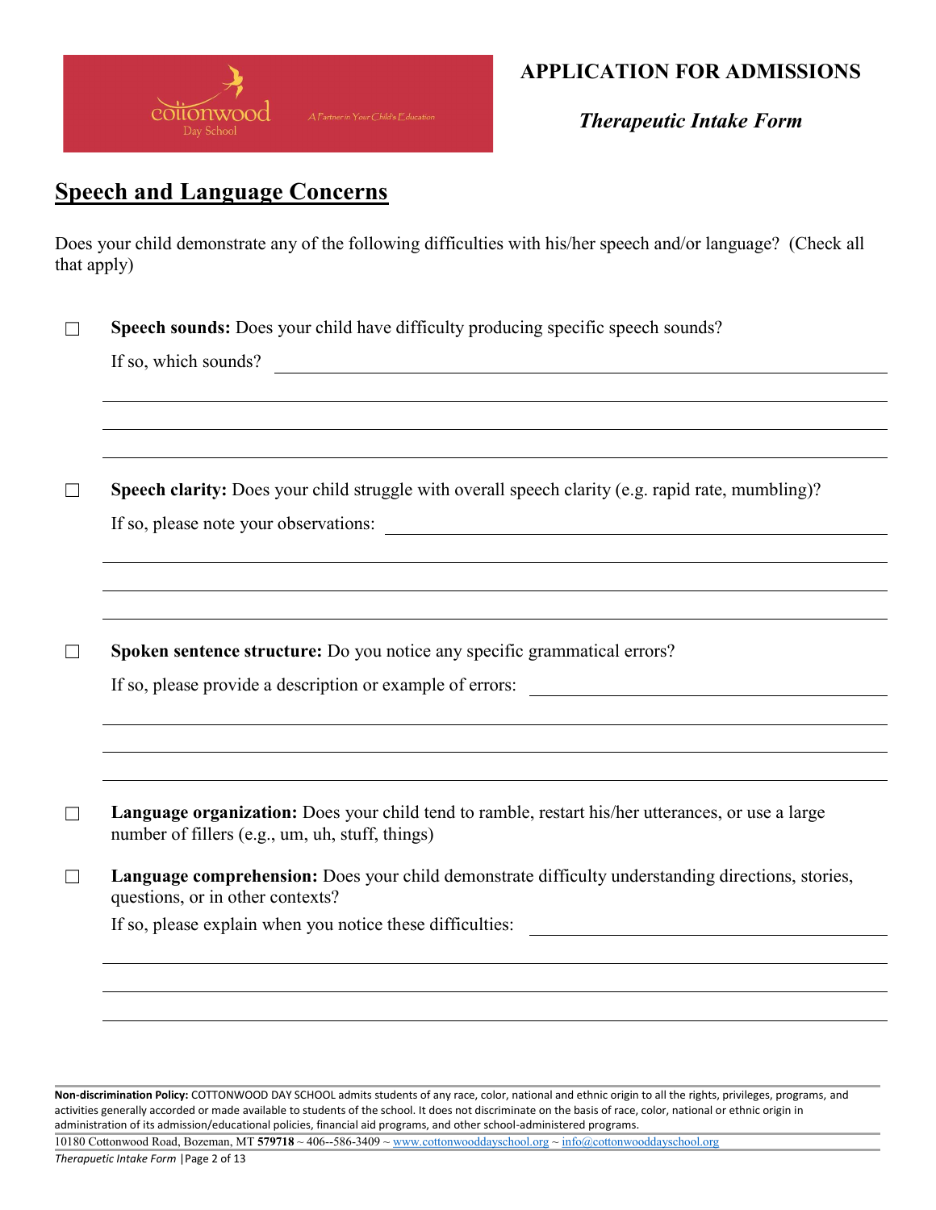**APPLICATION FOR ADMISSIONS**

***Therapeutic Intake Form***

## Speech and Language Concerns

Does your child demonstrate any of the following difficulties with his/her speech and/or language? (Check all that apply)

☐ **Speech sounds:** Does your child have difficulty producing specific speech sounds?

If so, which sounds? ______________________________________________

______________________________________________

______________________________________________

______________________________________________

☐ **Speech clarity:** Does your child struggle with overall speech clarity (e.g. rapid rate, mumbling)?

If so, please note your observations: ______________________________________________

______________________________________________

______________________________________________

______________________________________________

☐ **Spoken sentence structure:** Do you notice any specific grammatical errors?

If so, please provide a description or example of errors: ______________________________________________

______________________________________________

______________________________________________

______________________________________________

☐ **Language organization:** Does your child tend to ramble, restart his/her utterances, or use a large number of fillers (e.g., um, uh, stuff, things)

☐ **Language comprehension:** Does your child demonstrate difficulty understanding directions, stories, questions, or in other contexts?

If so, please explain when you notice these difficulties: ______________________________________________

______________________________________________

______________________________________________

______________________________________________

**Non-discrimination Policy:** COTTONWOOD DAY SCHOOL admits students of any race, color, national and ethnic origin to all the rights, privileges, programs, and activities generally accorded or made available to students of the school. It does not discriminate on the basis of race, color, national or ethnic origin in administration of its admission/educational policies, financial aid programs, and other school-administered programs.

10180 Cottonwood Road, Bozeman, MT **579718** ~ 406--586-3409 ~ www.cottonwooddayschool.org ~ info@cottonwooddayschool.org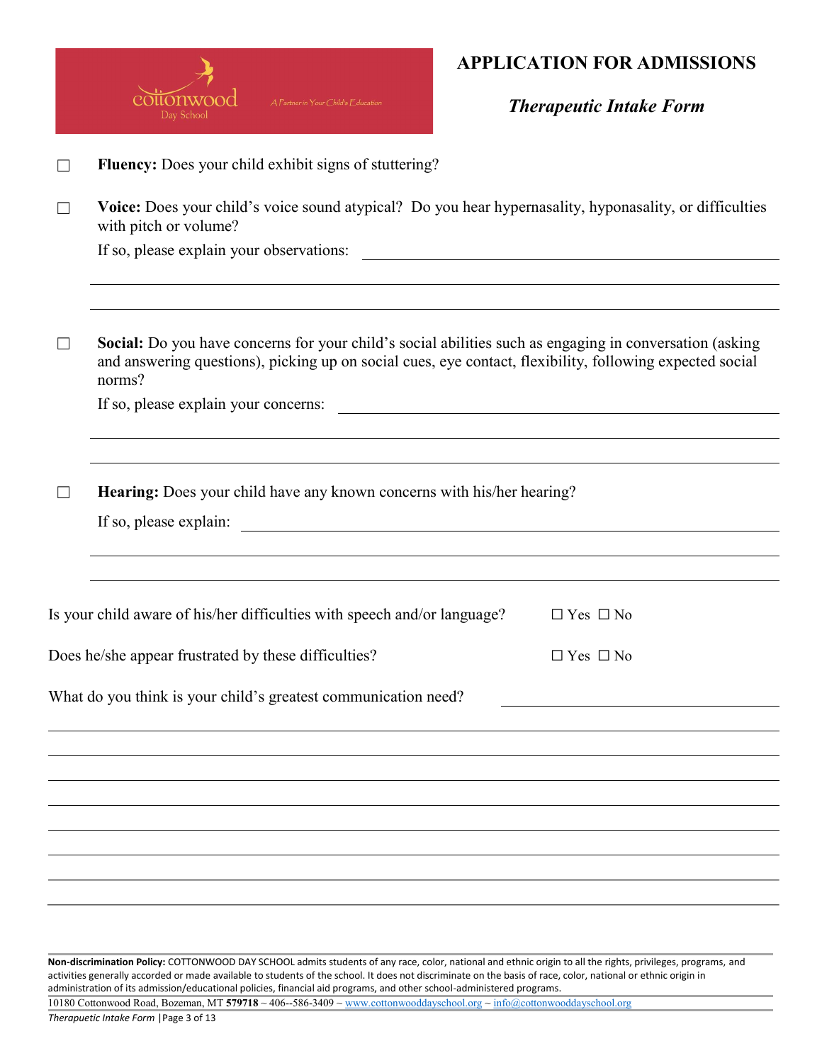# APPLICATION FOR ADMISSIONS

## *Therapeutic Intake Form*

☐ **Fluency:** Does your child exhibit signs of stuttering?

☐ **Voice:** Does your child's voice sound atypical? Do you hear hypernasality, hyponasality, or difficulties with pitch or volume?

If so, please explain your observations: ______________________________________________

______________________________________________________________________________

______________________________________________________________________________

☐ **Social:** Do you have concerns for your child's social abilities such as engaging in conversation (asking and answering questions), picking up on social cues, eye contact, flexibility, following expected social norms?

If so, please explain your concerns: ______________________________________________

______________________________________________________________________________

______________________________________________________________________________

☐ **Hearing:** Does your child have any known concerns with his/her hearing?

If so, please explain: ______________________________________________

______________________________________________________________________________

______________________________________________________________________________

Is your child aware of his/her difficulties with speech and/or language? ☐ Yes ☐ No

Does he/she appear frustrated by these difficulties? ☐ Yes ☐ No

What do you think is your child's greatest communication need? ______________________________

______________________________________________________________________________

______________________________________________________________________________

______________________________________________________________________________

______________________________________________________________________________

______________________________________________________________________________

______________________________________________________________________________

______________________________________________________________________________

**Non-discrimination Policy:** COTTONWOOD DAY SCHOOL admits students of any race, color, national and ethnic origin to all the rights, privileges, programs, and activities generally accorded or made available to students of the school. It does not discriminate on the basis of race, color, national or ethnic origin in administration of its admission/educational policies, financial aid programs, and other school-administered programs.

10180 Cottonwood Road, Bozeman, MT **579718** ~ 406--586-3409 ~ www.cottonwooddayschool.org ~ info@cottonwooddayschool.org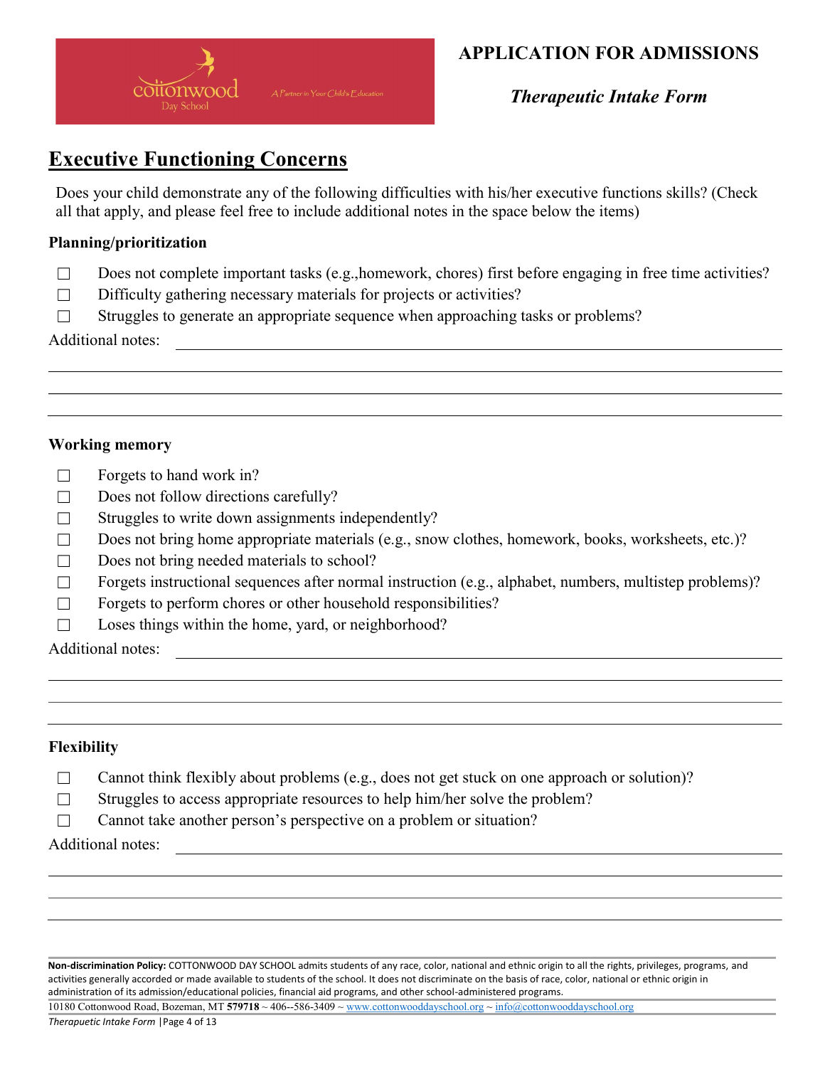# APPLICATION FOR ADMISSIONS

## *Therapeutic Intake Form*

## Executive Functioning Concerns

Does your child demonstrate any of the following difficulties with his/her executive functions skills? (Check all that apply, and please feel free to include additional notes in the space below the items)

### Planning/prioritization

- ☐ Does not complete important tasks (e.g.,homework, chores) first before engaging in free time activities?
- ☐ Difficulty gathering necessary materials for projects or activities?
- ☐ Struggles to generate an appropriate sequence when approaching tasks or problems?

Additional notes: ______________________________________________

________________________________________________________________

________________________________________________________________

________________________________________________________________

### Working memory

- ☐ Forgets to hand work in?
- ☐ Does not follow directions carefully?
- ☐ Struggles to write down assignments independently?
- ☐ Does not bring home appropriate materials (e.g., snow clothes, homework, books, worksheets, etc.)?
- ☐ Does not bring needed materials to school?
- ☐ Forgets instructional sequences after normal instruction (e.g., alphabet, numbers, multistep problems)?
- ☐ Forgets to perform chores or other household responsibilities?
- ☐ Loses things within the home, yard, or neighborhood?

Additional notes: ______________________________________________

________________________________________________________________

________________________________________________________________

________________________________________________________________

### Flexibility

- ☐ Cannot think flexibly about problems (e.g., does not get stuck on one approach or solution)?
- ☐ Struggles to access appropriate resources to help him/her solve the problem?
- ☐ Cannot take another person's perspective on a problem or situation?

Additional notes: ______________________________________________

________________________________________________________________

________________________________________________________________

________________________________________________________________

**Non-discrimination Policy:** COTTONWOOD DAY SCHOOL admits students of any race, color, national and ethnic origin to all the rights, privileges, programs, and activities generally accorded or made available to students of the school. It does not discriminate on the basis of race, color, national or ethnic origin in administration of its admission/educational policies, financial aid programs, and other school-administered programs.

10180 Cottonwood Road, Bozeman, MT **579718** ~ 406--586-3409 ~ www.cottonwooddayschool.org ~ info@cottonwooddayschool.org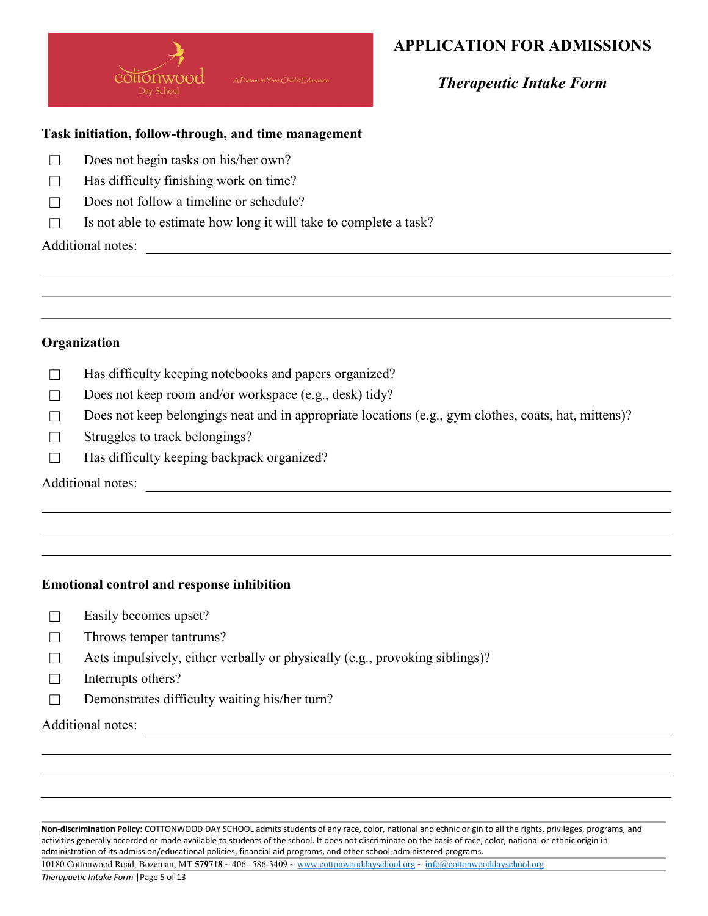# APPLICATION FOR ADMISSIONS

## *Therapeutic Intake Form*

**Task initiation, follow-through, and time management**

- ☐ Does not begin tasks on his/her own?
- ☐ Has difficulty finishing work on time?
- ☐ Does not follow a timeline or schedule?
- ☐ Is not able to estimate how long it will take to complete a task?

Additional notes: ______________________________________________

______________________________________________

______________________________________________

______________________________________________

**Organization**

- ☐ Has difficulty keeping notebooks and papers organized?
- ☐ Does not keep room and/or workspace (e.g., desk) tidy?
- ☐ Does not keep belongings neat and in appropriate locations (e.g., gym clothes, coats, hat, mittens)?
- ☐ Struggles to track belongings?
- ☐ Has difficulty keeping backpack organized?

Additional notes: ______________________________________________

______________________________________________

______________________________________________

______________________________________________

**Emotional control and response inhibition**

- ☐ Easily becomes upset?
- ☐ Throws temper tantrums?
- ☐ Acts impulsively, either verbally or physically (e.g., provoking siblings)?
- ☐ Interrupts others?
- ☐ Demonstrates difficulty waiting his/her turn?

Additional notes: ______________________________________________

______________________________________________

______________________________________________

______________________________________________

**Non-discrimination Policy:** COTTONWOOD DAY SCHOOL admits students of any race, color, national and ethnic origin to all the rights, privileges, programs, and activities generally accorded or made available to students of the school. It does not discriminate on the basis of race, color, national or ethnic origin in administration of its admission/educational policies, financial aid programs, and other school-administered programs.

10180 Cottonwood Road, Bozeman, MT **579718** ~ 406--586-3409 ~ www.cottonwooddayschool.org ~ info@cottonwooddayschool.org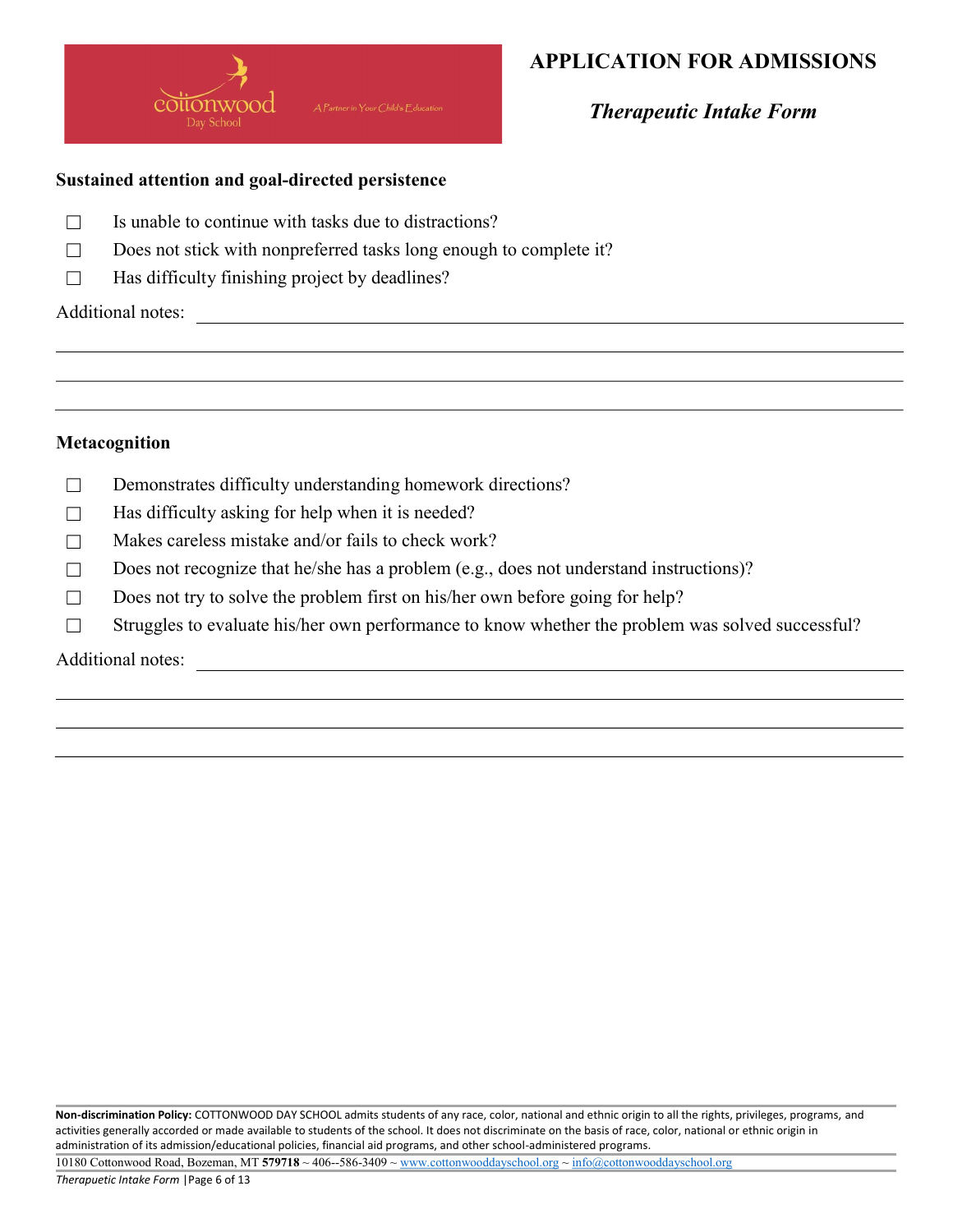# APPLICATION FOR ADMISSIONS

## *Therapeutic Intake Form*

**Sustained attention and goal-directed persistence**

- ☐ Is unable to continue with tasks due to distractions?
- ☐ Does not stick with nonpreferred tasks long enough to complete it?
- ☐ Has difficulty finishing project by deadlines?

Additional notes: ____________________________________________________________

________________________________________________________________________

________________________________________________________________________

________________________________________________________________________

**Metacognition**

- ☐ Demonstrates difficulty understanding homework directions?
- ☐ Has difficulty asking for help when it is needed?
- ☐ Makes careless mistake and/or fails to check work?
- ☐ Does not recognize that he/she has a problem (e.g., does not understand instructions)?
- ☐ Does not try to solve the problem first on his/her own before going for help?
- ☐ Struggles to evaluate his/her own performance to know whether the problem was solved successful?

Additional notes: ____________________________________________________________

________________________________________________________________________

________________________________________________________________________

________________________________________________________________________

**Non-discrimination Policy:** COTTONWOOD DAY SCHOOL admits students of any race, color, national and ethnic origin to all the rights, privileges, programs, and activities generally accorded or made available to students of the school. It does not discriminate on the basis of race, color, national or ethnic origin in administration of its admission/educational policies, financial aid programs, and other school-administered programs.

10180 Cottonwood Road, Bozeman, MT **579718** ~ 406--586-3409 ~ www.cottonwooddayschool.org ~ info@cottonwooddayschool.org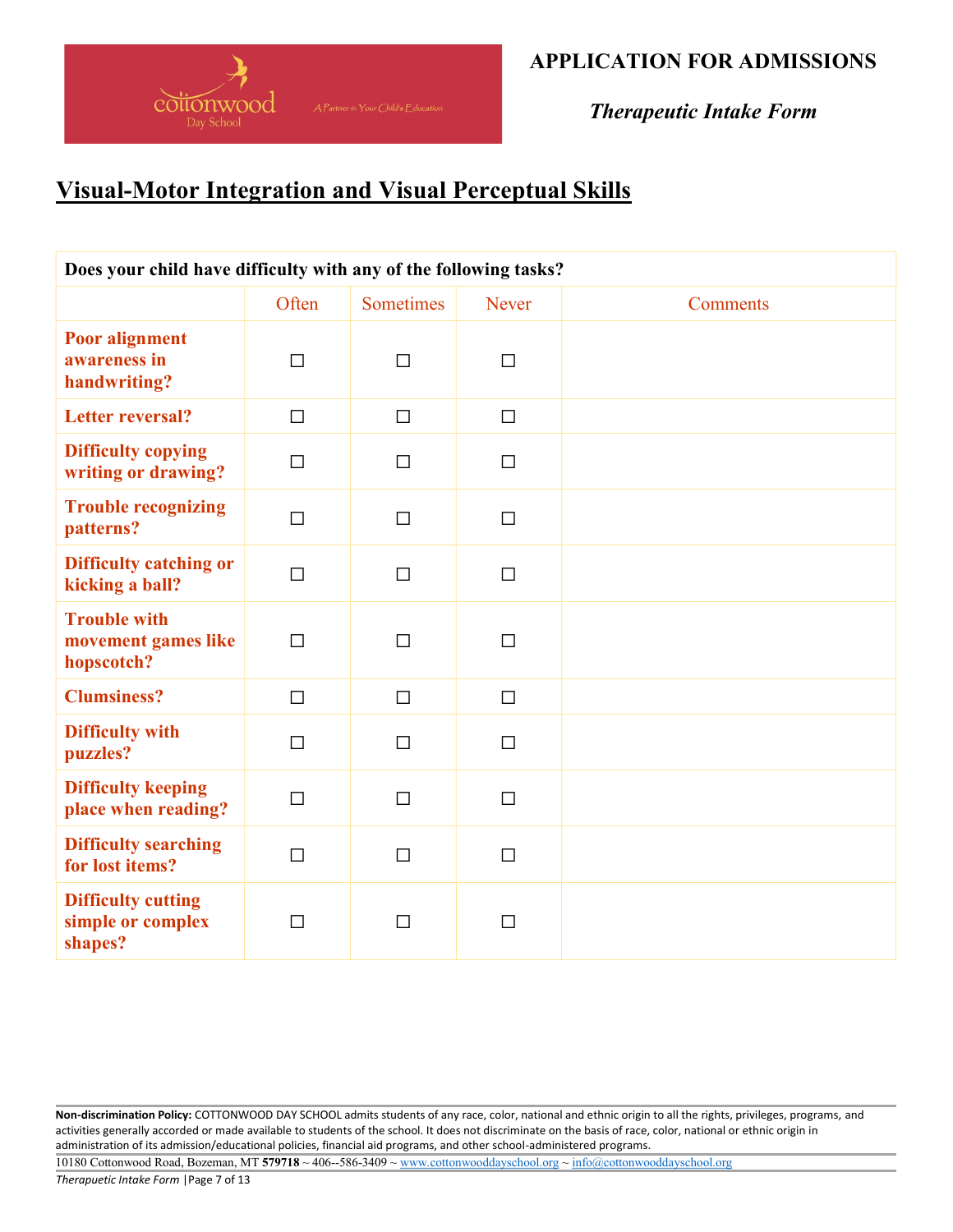APPLICATION FOR ADMISSIONS

*Therapeutic Intake Form*

## Visual-Motor Integration and Visual Perceptual Skills

| Does your child have difficulty with any of the following tasks? | | | | |
|---|---|---|---|---|
| | Often | Sometimes | Never | Comments |
| **Poor alignment awareness in handwriting?** | ☐ | ☐ | ☐ | |
| **Letter reversal?** | ☐ | ☐ | ☐ | |
| **Difficulty copying writing or drawing?** | ☐ | ☐ | ☐ | |
| **Trouble recognizing patterns?** | ☐ | ☐ | ☐ | |
| **Difficulty catching or kicking a ball?** | ☐ | ☐ | ☐ | |
| **Trouble with movement games like hopscotch?** | ☐ | ☐ | ☐ | |
| **Clumsiness?** | ☐ | ☐ | ☐ | |
| **Difficulty with puzzles?** | ☐ | ☐ | ☐ | |
| **Difficulty keeping place when reading?** | ☐ | ☐ | ☐ | |
| **Difficulty searching for lost items?** | ☐ | ☐ | ☐ | |
| **Difficulty cutting simple or complex shapes?** | ☐ | ☐ | ☐ | |

**Non-discrimination Policy:** COTTONWOOD DAY SCHOOL admits students of any race, color, national and ethnic origin to all the rights, privileges, programs, and activities generally accorded or made available to students of the school. It does not discriminate on the basis of race, color, national or ethnic origin in administration of its admission/educational policies, financial aid programs, and other school-administered programs.

10180 Cottonwood Road, Bozeman, MT **579718** ~ 406--586-3409 ~ www.cottonwooddayschool.org ~ info@cottonwooddayschool.org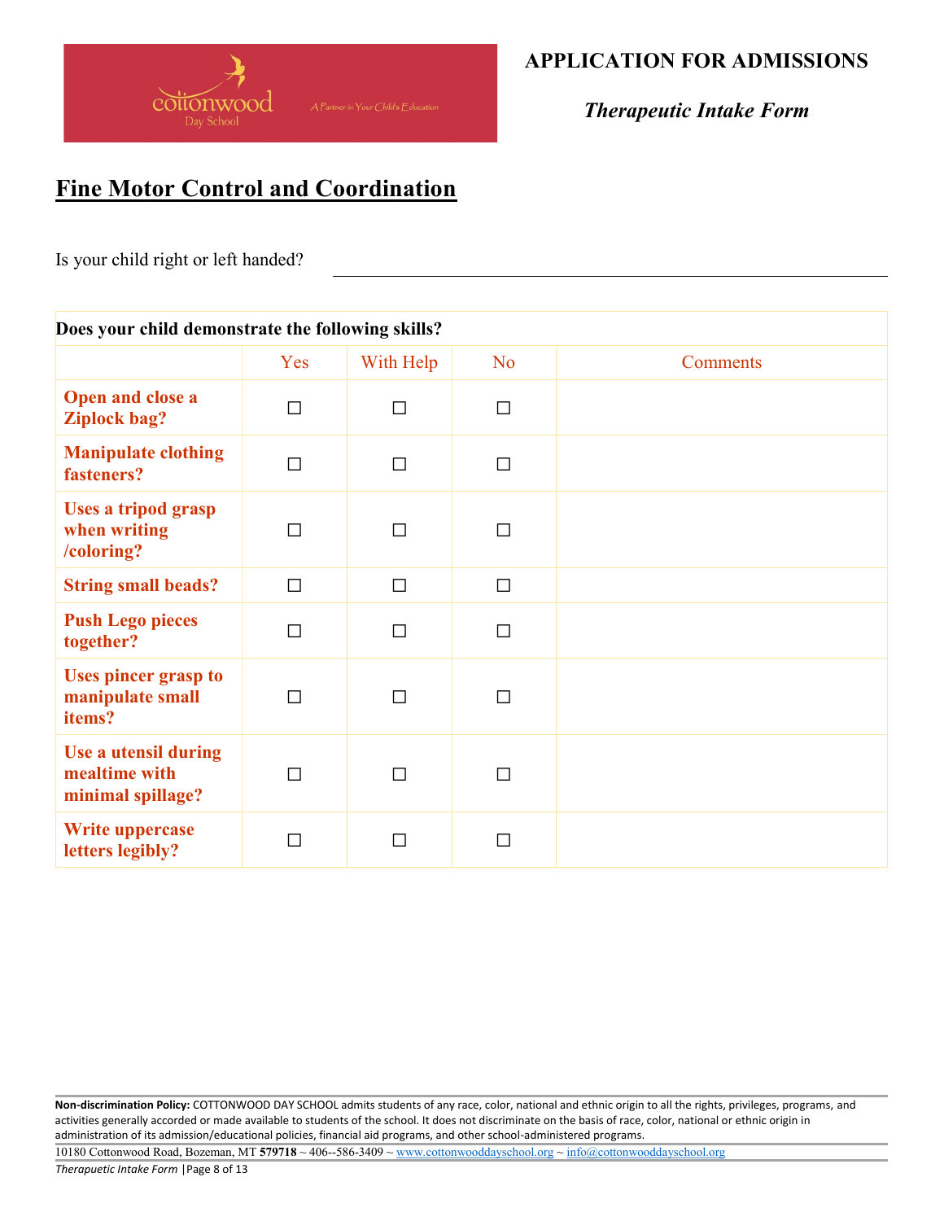**APPLICATION FOR ADMISSIONS**

***Therapeutic Intake Form***

## Fine Motor Control and Coordination

Is your child right or left handed? ____________________

| **Does your child demonstrate the following skills?** | | | | |
|---|---|---|---|---|
| | Yes | With Help | No | Comments |
| **Open and close a Ziplock bag?** | ☐ | ☐ | ☐ | |
| **Manipulate clothing fasteners?** | ☐ | ☐ | ☐ | |
| **Uses a tripod grasp when writing /coloring?** | ☐ | ☐ | ☐ | |
| **String small beads?** | ☐ | ☐ | ☐ | |
| **Push Lego pieces together?** | ☐ | ☐ | ☐ | |
| **Uses pincer grasp to manipulate small items?** | ☐ | ☐ | ☐ | |
| **Use a utensil during mealtime with minimal spillage?** | ☐ | ☐ | ☐ | |
| **Write uppercase letters legibly?** | ☐ | ☐ | ☐ | |

**Non-discrimination Policy:** COTTONWOOD DAY SCHOOL admits students of any race, color, national and ethnic origin to all the rights, privileges, programs, and activities generally accorded or made available to students of the school. It does not discriminate on the basis of race, color, national or ethnic origin in administration of its admission/educational policies, financial aid programs, and other school-administered programs.

10180 Cottonwood Road, Bozeman, MT **579718** ~ 406--586-3409 ~ www.cottonwooddayschool.org ~ info@cottonwooddayschool.org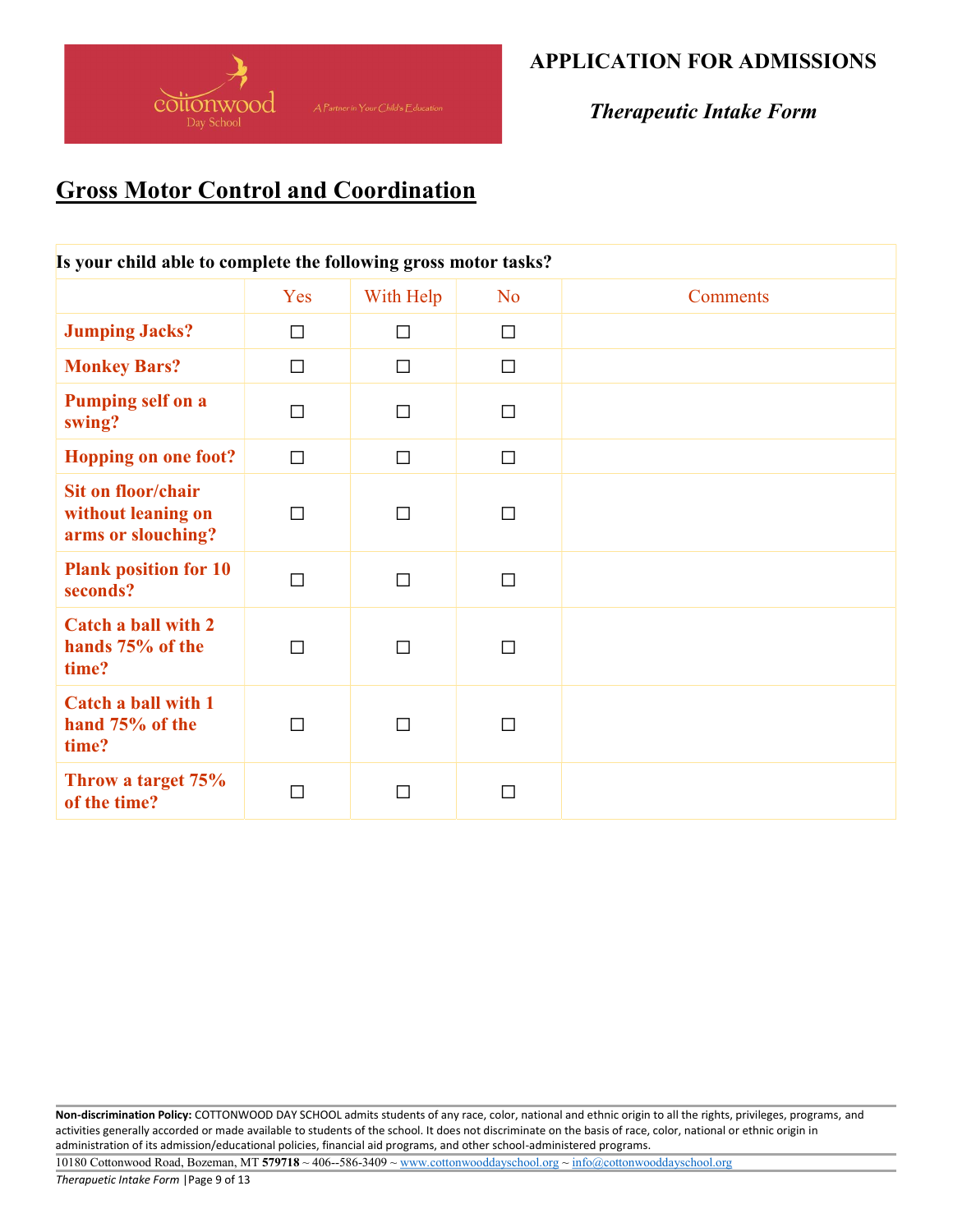**APPLICATION FOR ADMISSIONS**

***Therapeutic Intake Form***

## Gross Motor Control and Coordination

**Is your child able to complete the following gross motor tasks?**

| | Yes | With Help | No | Comments |
|---|---|---|---|---|
| **Jumping Jacks?** | ☐ | ☐ | ☐ | |
| **Monkey Bars?** | ☐ | ☐ | ☐ | |
| **Pumping self on a swing?** | ☐ | ☐ | ☐ | |
| **Hopping on one foot?** | ☐ | ☐ | ☐ | |
| **Sit on floor/chair without leaning on arms or slouching?** | ☐ | ☐ | ☐ | |
| **Plank position for 10 seconds?** | ☐ | ☐ | ☐ | |
| **Catch a ball with 2 hands 75% of the time?** | ☐ | ☐ | ☐ | |
| **Catch a ball with 1 hand 75% of the time?** | ☐ | ☐ | ☐ | |
| **Throw a target 75% of the time?** | ☐ | ☐ | ☐ | |

**Non-discrimination Policy:** COTTONWOOD DAY SCHOOL admits students of any race, color, national and ethnic origin to all the rights, privileges, programs, and activities generally accorded or made available to students of the school. It does not discriminate on the basis of race, color, national or ethnic origin in administration of its admission/educational policies, financial aid programs, and other school-administered programs.

10180 Cottonwood Road, Bozeman, MT **579718** ~ 406--586-3409 ~ www.cottonwooddayschool.org ~ info@cottonwooddayschool.org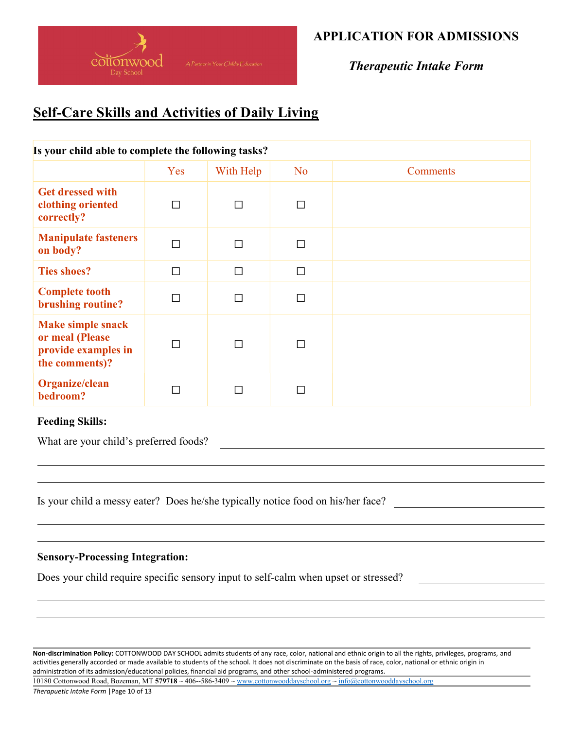**APPLICATION FOR ADMISSIONS**

***Therapeutic Intake Form***

## Self-Care Skills and Activities of Daily Living

**Is your child able to complete the following tasks?**

| | Yes | With Help | No | Comments |
|---|---|---|---|---|
| **Get dressed with clothing oriented correctly?** | ☐ | ☐ | ☐ | |
| **Manipulate fasteners on body?** | ☐ | ☐ | ☐ | |
| **Ties shoes?** | ☐ | ☐ | ☐ | |
| **Complete tooth brushing routine?** | ☐ | ☐ | ☐ | |
| **Make simple snack or meal (Please provide examples in the comments)?** | ☐ | ☐ | ☐ | |
| **Organize/clean bedroom?** | ☐ | ☐ | ☐ | |

**Feeding Skills:**

What are your child's preferred foods? ______________________________

______________________________________________________________

______________________________________________________________

Is your child a messy eater? Does he/she typically notice food on his/her face? ______________

______________________________________________________________

______________________________________________________________

**Sensory-Processing Integration:**

Does your child require specific sensory input to self-calm when upset or stressed? ______________

______________________________________________________________

______________________________________________________________

**Non-discrimination Policy:** COTTONWOOD DAY SCHOOL admits students of any race, color, national and ethnic origin to all the rights, privileges, programs, and activities generally accorded or made available to students of the school. It does not discriminate on the basis of race, color, national or ethnic origin in administration of its admission/educational policies, financial aid programs, and other school-administered programs.

10180 Cottonwood Road, Bozeman, MT **579718** ~ 406--586-3409 ~ www.cottonwooddayschool.org ~ info@cottonwooddayschool.org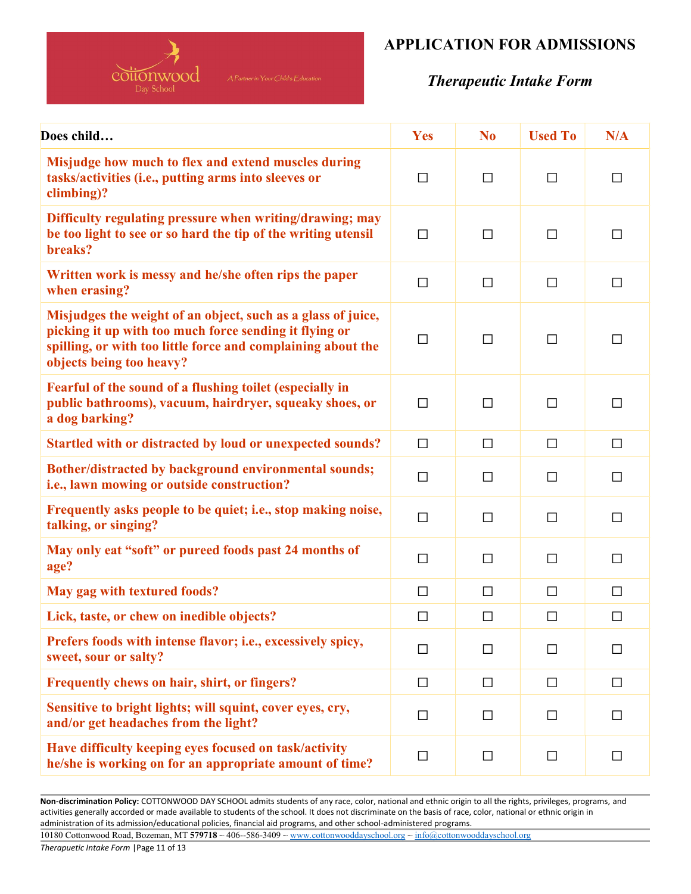# APPLICATION FOR ADMISSIONS

## *Therapeutic Intake Form*

| Does child… | Yes | No | Used To | N/A |
|---|---|---|---|---|
| **Misjudge how much to flex and extend muscles during tasks/activities (i.e., putting arms into sleeves or climbing)?** | ☐ | ☐ | ☐ | ☐ |
| **Difficulty regulating pressure when writing/drawing; may be too light to see or so hard the tip of the writing utensil breaks?** | ☐ | ☐ | ☐ | ☐ |
| **Written work is messy and he/she often rips the paper when erasing?** | ☐ | ☐ | ☐ | ☐ |
| **Misjudges the weight of an object, such as a glass of juice, picking it up with too much force sending it flying or spilling, or with too little force and complaining about the objects being too heavy?** | ☐ | ☐ | ☐ | ☐ |
| **Fearful of the sound of a flushing toilet (especially in public bathrooms), vacuum, hairdryer, squeaky shoes, or a dog barking?** | ☐ | ☐ | ☐ | ☐ |
| **Startled with or distracted by loud or unexpected sounds?** | ☐ | ☐ | ☐ | ☐ |
| **Bother/distracted by background environmental sounds; i.e., lawn mowing or outside construction?** | ☐ | ☐ | ☐ | ☐ |
| **Frequently asks people to be quiet; i.e., stop making noise, talking, or singing?** | ☐ | ☐ | ☐ | ☐ |
| **May only eat "soft" or pureed foods past 24 months of age?** | ☐ | ☐ | ☐ | ☐ |
| **May gag with textured foods?** | ☐ | ☐ | ☐ | ☐ |
| **Lick, taste, or chew on inedible objects?** | ☐ | ☐ | ☐ | ☐ |
| **Prefers foods with intense flavor; i.e., excessively spicy, sweet, sour or salty?** | ☐ | ☐ | ☐ | ☐ |
| **Frequently chews on hair, shirt, or fingers?** | ☐ | ☐ | ☐ | ☐ |
| **Sensitive to bright lights; will squint, cover eyes, cry, and/or get headaches from the light?** | ☐ | ☐ | ☐ | ☐ |
| **Have difficulty keeping eyes focused on task/activity he/she is working on for an appropriate amount of time?** | ☐ | ☐ | ☐ | ☐ |

**Non-discrimination Policy:** COTTONWOOD DAY SCHOOL admits students of any race, color, national and ethnic origin to all the rights, privileges, programs, and activities generally accorded or made available to students of the school. It does not discriminate on the basis of race, color, national or ethnic origin in administration of its admission/educational policies, financial aid programs, and other school-administered programs.

10180 Cottonwood Road, Bozeman, MT **579718** ~ 406--586-3409 ~ www.cottonwooddayschool.org ~ info@cottonwooddayschool.org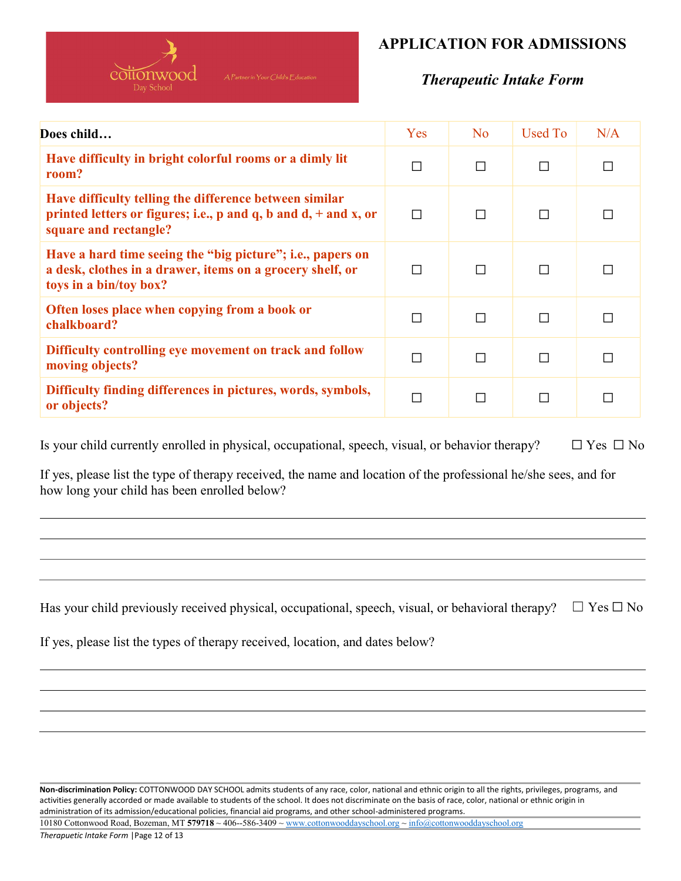# APPLICATION FOR ADMISSIONS

## *Therapeutic Intake Form*

| Does child… | Yes | No | Used To | N/A |
|---|---|---|---|---|
| **Have difficulty in bright colorful rooms or a dimly lit room?** | ☐ | ☐ | ☐ | ☐ |
| **Have difficulty telling the difference between similar printed letters or figures; i.e., p and q, b and d, + and x, or square and rectangle?** | ☐ | ☐ | ☐ | ☐ |
| **Have a hard time seeing the "big picture"; i.e., papers on a desk, clothes in a drawer, items on a grocery shelf, or toys in a bin/toy box?** | ☐ | ☐ | ☐ | ☐ |
| **Often loses place when copying from a book or chalkboard?** | ☐ | ☐ | ☐ | ☐ |
| **Difficulty controlling eye movement on track and follow moving objects?** | ☐ | ☐ | ☐ | ☐ |
| **Difficulty finding differences in pictures, words, symbols, or objects?** | ☐ | ☐ | ☐ | ☐ |

Is your child currently enrolled in physical, occupational, speech, visual, or behavior therapy? ☐ Yes ☐ No

If yes, please list the type of therapy received, the name and location of the professional he/she sees, and for how long your child has been enrolled below?

_______________________________________________________________________________

_______________________________________________________________________________

_______________________________________________________________________________

_______________________________________________________________________________

Has your child previously received physical, occupational, speech, visual, or behavioral therapy? ☐ Yes ☐ No

If yes, please list the types of therapy received, location, and dates below?

_______________________________________________________________________________

_______________________________________________________________________________

_______________________________________________________________________________

_______________________________________________________________________________

**Non-discrimination Policy:** COTTONWOOD DAY SCHOOL admits students of any race, color, national and ethnic origin to all the rights, privileges, programs, and activities generally accorded or made available to students of the school. It does not discriminate on the basis of race, color, national or ethnic origin in administration of its admission/educational policies, financial aid programs, and other school-administered programs.

10180 Cottonwood Road, Bozeman, MT **579718** ~ 406--586-3409 ~ www.cottonwooddayschool.org ~ info@cottonwooddayschool.org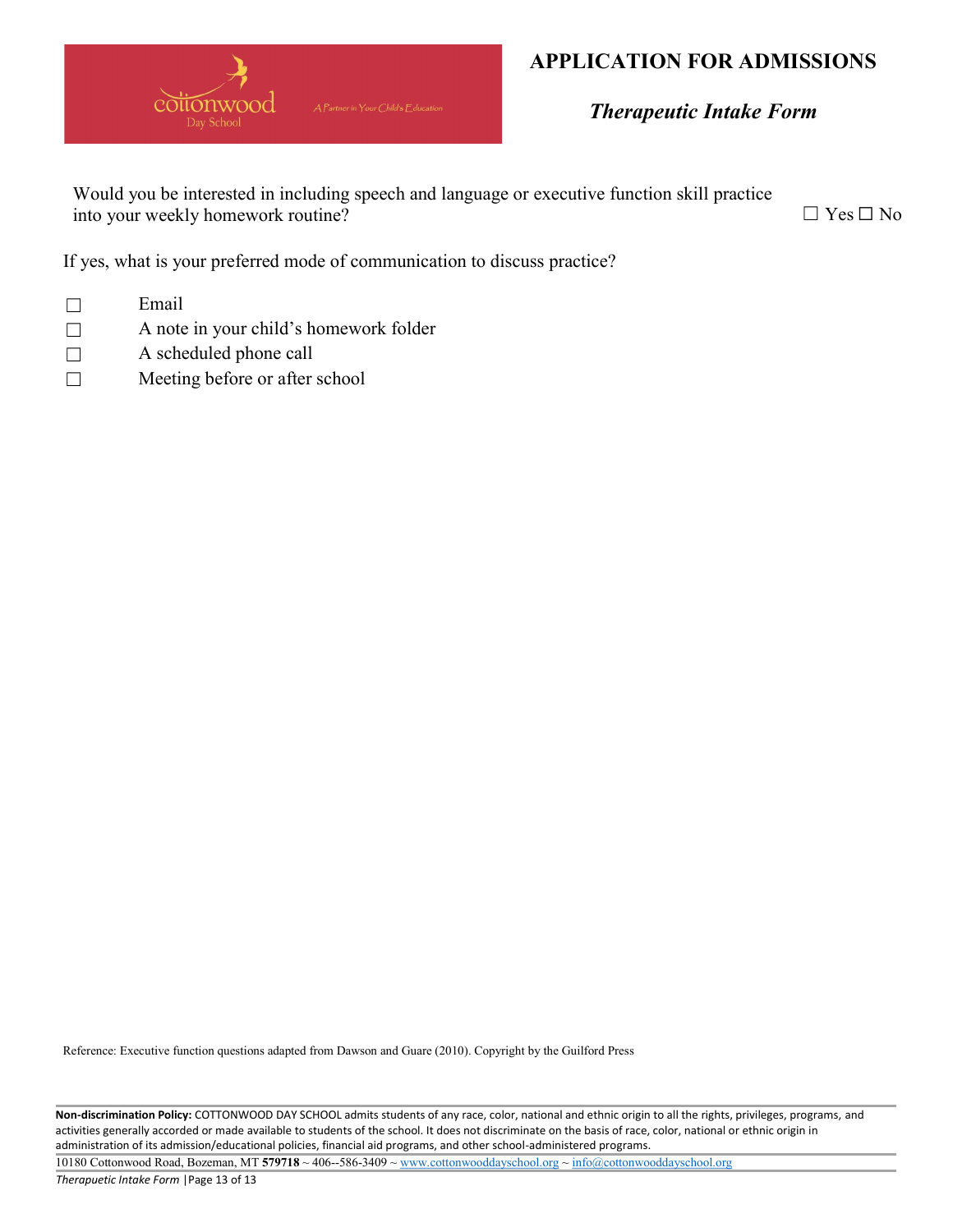# APPLICATION FOR ADMISSIONS

## *Therapeutic Intake Form*

Would you be interested in including speech and language or executive function skill practice into your weekly homework routine? ☐ Yes ☐ No

If yes, what is your preferred mode of communication to discuss practice?

- ☐ Email
- ☐ A note in your child's homework folder
- ☐ A scheduled phone call
- ☐ Meeting before or after school

Reference: Executive function questions adapted from Dawson and Guare (2010). Copyright by the Guilford Press

**Non-discrimination Policy:** COTTONWOOD DAY SCHOOL admits students of any race, color, national and ethnic origin to all the rights, privileges, programs, and activities generally accorded or made available to students of the school. It does not discriminate on the basis of race, color, national or ethnic origin in administration of its admission/educational policies, financial aid programs, and other school-administered programs.

10180 Cottonwood Road, Bozeman, MT **579718** ~ 406--586-3409 ~ www.cottonwooddayschool.org ~ info@cottonwooddayschool.org